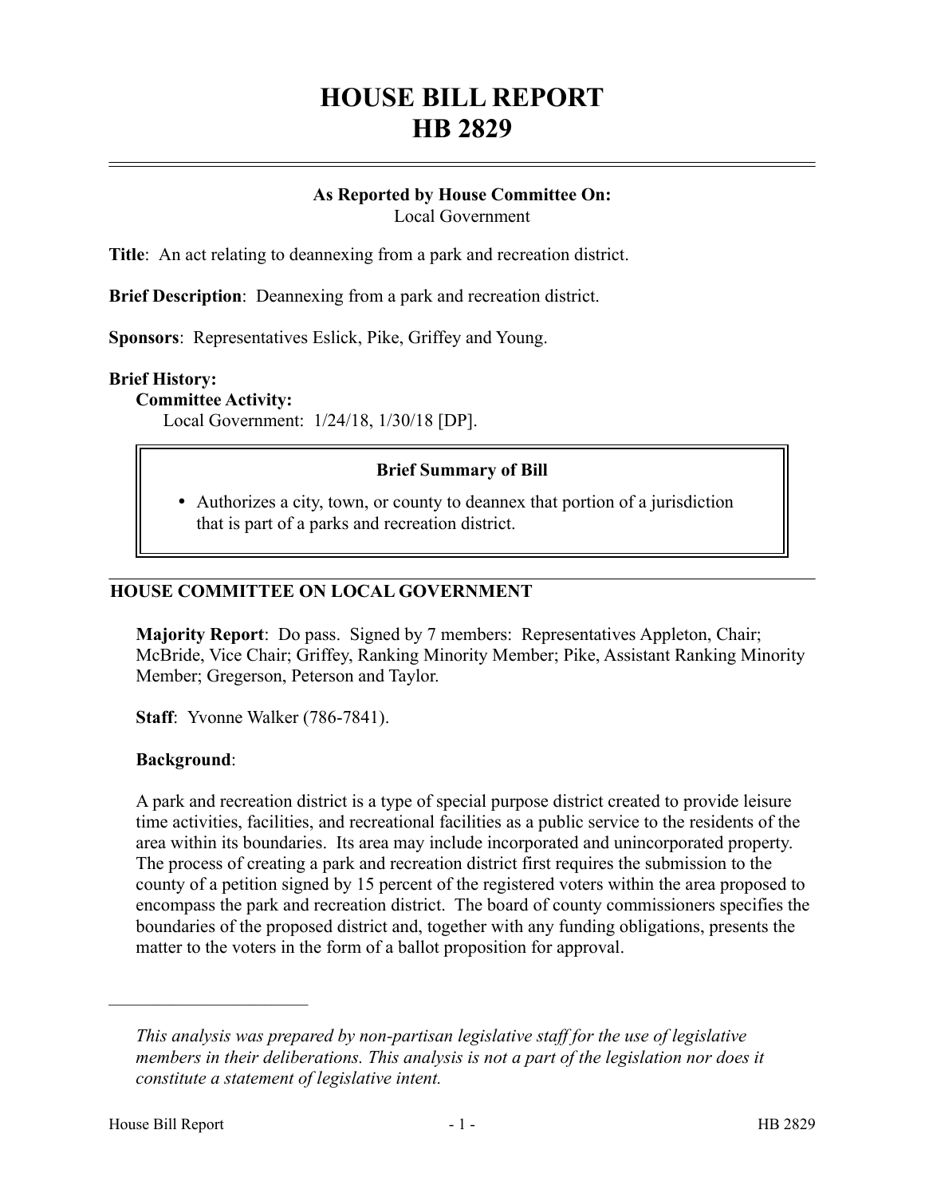# HOUSE BILL REPORT
# HB 2829

**As Reported by House Committee On:**
Local Government

**Title**: An act relating to deannexing from a park and recreation district.

**Brief Description**: Deannexing from a park and recreation district.

**Sponsors**: Representatives Eslick, Pike, Griffey and Young.

**Brief History:**

**Committee Activity:**

Local Government: 1/24/18, 1/30/18 [DP].

**Brief Summary of Bill**

- Authorizes a city, town, or county to deannex that portion of a jurisdiction that is part of a parks and recreation district.

## HOUSE COMMITTEE ON LOCAL GOVERNMENT

**Majority Report**: Do pass. Signed by 7 members: Representatives Appleton, Chair; McBride, Vice Chair; Griffey, Ranking Minority Member; Pike, Assistant Ranking Minority Member; Gregerson, Peterson and Taylor.

**Staff**: Yvonne Walker (786-7841).

**Background**:

A park and recreation district is a type of special purpose district created to provide leisure time activities, facilities, and recreational facilities as a public service to the residents of the area within its boundaries. Its area may include incorporated and unincorporated property. The process of creating a park and recreation district first requires the submission to the county of a petition signed by 15 percent of the registered voters within the area proposed to encompass the park and recreation district. The board of county commissioners specifies the boundaries of the proposed district and, together with any funding obligations, presents the matter to the voters in the form of a ballot proposition for approval.

---

*This analysis was prepared by non-partisan legislative staff for the use of legislative members in their deliberations. This analysis is not a part of the legislation nor does it constitute a statement of legislative intent.*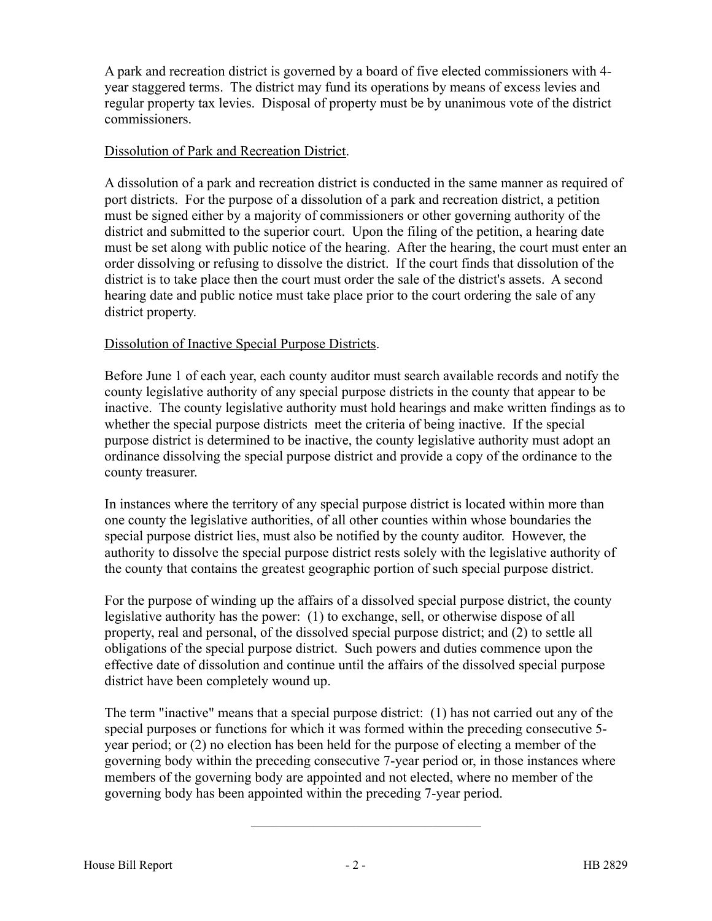A park and recreation district is governed by a board of five elected commissioners with 4-year staggered terms. The district may fund its operations by means of excess levies and regular property tax levies. Disposal of property must be by unanimous vote of the district commissioners.

Dissolution of Park and Recreation District.

A dissolution of a park and recreation district is conducted in the same manner as required of port districts. For the purpose of a dissolution of a park and recreation district, a petition must be signed either by a majority of commissioners or other governing authority of the district and submitted to the superior court. Upon the filing of the petition, a hearing date must be set along with public notice of the hearing. After the hearing, the court must enter an order dissolving or refusing to dissolve the district. If the court finds that dissolution of the district is to take place then the court must order the sale of the district's assets. A second hearing date and public notice must take place prior to the court ordering the sale of any district property.

Dissolution of Inactive Special Purpose Districts.

Before June 1 of each year, each county auditor must search available records and notify the county legislative authority of any special purpose districts in the county that appear to be inactive. The county legislative authority must hold hearings and make written findings as to whether the special purpose districts meet the criteria of being inactive. If the special purpose district is determined to be inactive, the county legislative authority must adopt an ordinance dissolving the special purpose district and provide a copy of the ordinance to the county treasurer.

In instances where the territory of any special purpose district is located within more than one county the legislative authorities, of all other counties within whose boundaries the special purpose district lies, must also be notified by the county auditor. However, the authority to dissolve the special purpose district rests solely with the legislative authority of the county that contains the greatest geographic portion of such special purpose district.

For the purpose of winding up the affairs of a dissolved special purpose district, the county legislative authority has the power: (1) to exchange, sell, or otherwise dispose of all property, real and personal, of the dissolved special purpose district; and (2) to settle all obligations of the special purpose district. Such powers and duties commence upon the effective date of dissolution and continue until the affairs of the dissolved special purpose district have been completely wound up.

The term "inactive" means that a special purpose district: (1) has not carried out any of the special purposes or functions for which it was formed within the preceding consecutive 5-year period; or (2) no election has been held for the purpose of electing a member of the governing body within the preceding consecutive 7-year period or, in those instances where members of the governing body are appointed and not elected, where no member of the governing body has been appointed within the preceding 7-year period.

---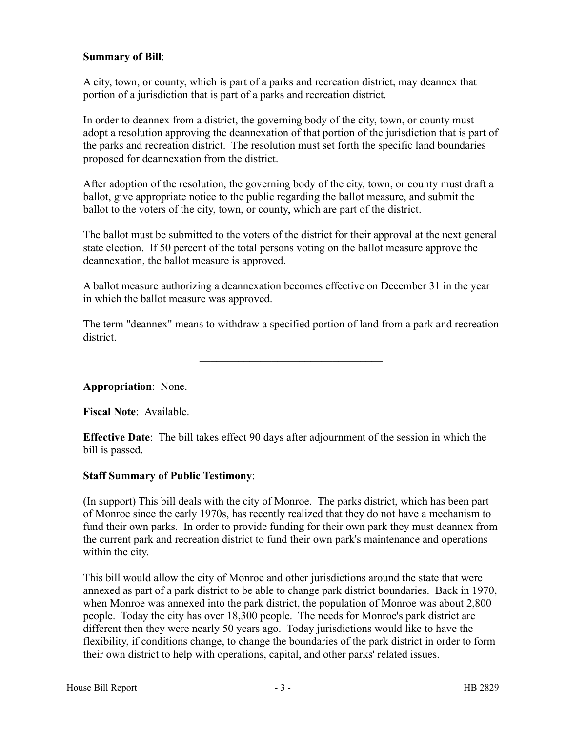**Summary of Bill**:

A city, town, or county, which is part of a parks and recreation district, may deannex that portion of a jurisdiction that is part of a parks and recreation district.

In order to deannex from a district, the governing body of the city, town, or county must adopt a resolution approving the deannexation of that portion of the jurisdiction that is part of the parks and recreation district. The resolution must set forth the specific land boundaries proposed for deannexation from the district.

After adoption of the resolution, the governing body of the city, town, or county must draft a ballot, give appropriate notice to the public regarding the ballot measure, and submit the ballot to the voters of the city, town, or county, which are part of the district.

The ballot must be submitted to the voters of the district for their approval at the next general state election. If 50 percent of the total persons voting on the ballot measure approve the deannexation, the ballot measure is approved.

A ballot measure authorizing a deannexation becomes effective on December 31 in the year in which the ballot measure was approved.

The term "deannex" means to withdraw a specified portion of land from a park and recreation district.

---

**Appropriation**: None.

**Fiscal Note**: Available.

**Effective Date**: The bill takes effect 90 days after adjournment of the session in which the bill is passed.

**Staff Summary of Public Testimony**:

(In support) This bill deals with the city of Monroe. The parks district, which has been part of Monroe since the early 1970s, has recently realized that they do not have a mechanism to fund their own parks. In order to provide funding for their own park they must deannex from the current park and recreation district to fund their own park's maintenance and operations within the city.

This bill would allow the city of Monroe and other jurisdictions around the state that were annexed as part of a park district to be able to change park district boundaries. Back in 1970, when Monroe was annexed into the park district, the population of Monroe was about 2,800 people. Today the city has over 18,300 people. The needs for Monroe's park district are different then they were nearly 50 years ago. Today jurisdictions would like to have the flexibility, if conditions change, to change the boundaries of the park district in order to form their own district to help with operations, capital, and other parks' related issues.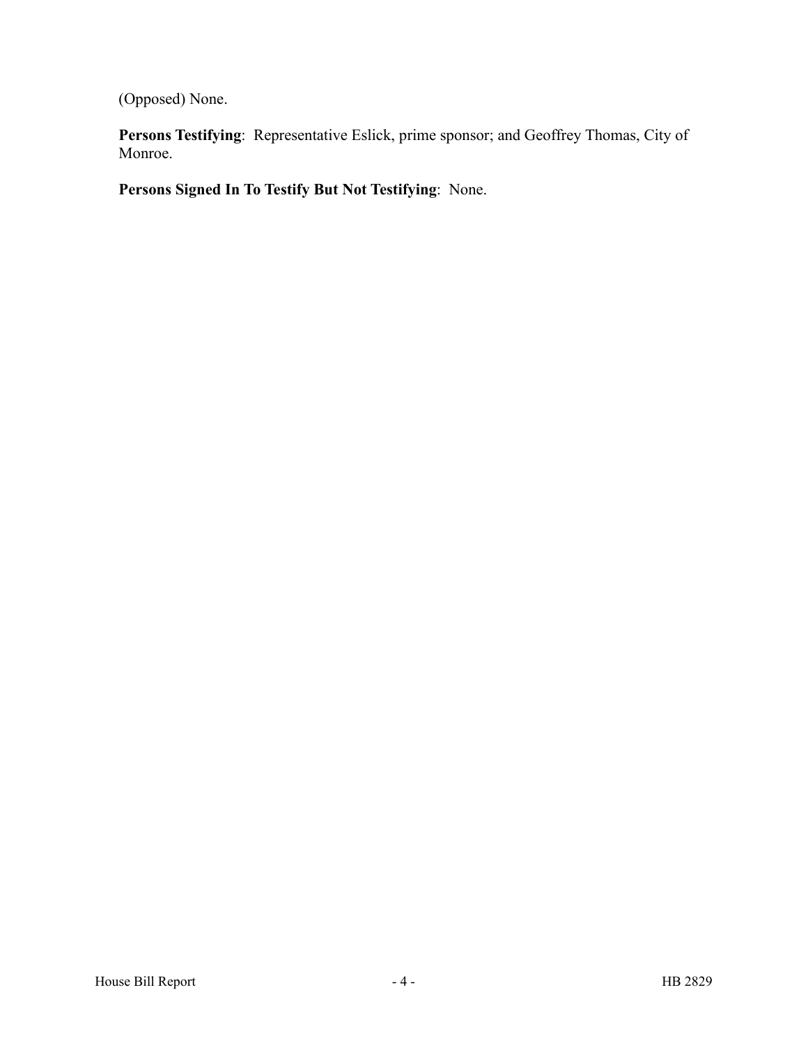(Opposed) None.

**Persons Testifying**: Representative Eslick, prime sponsor; and Geoffrey Thomas, City of Monroe.

**Persons Signed In To Testify But Not Testifying**: None.